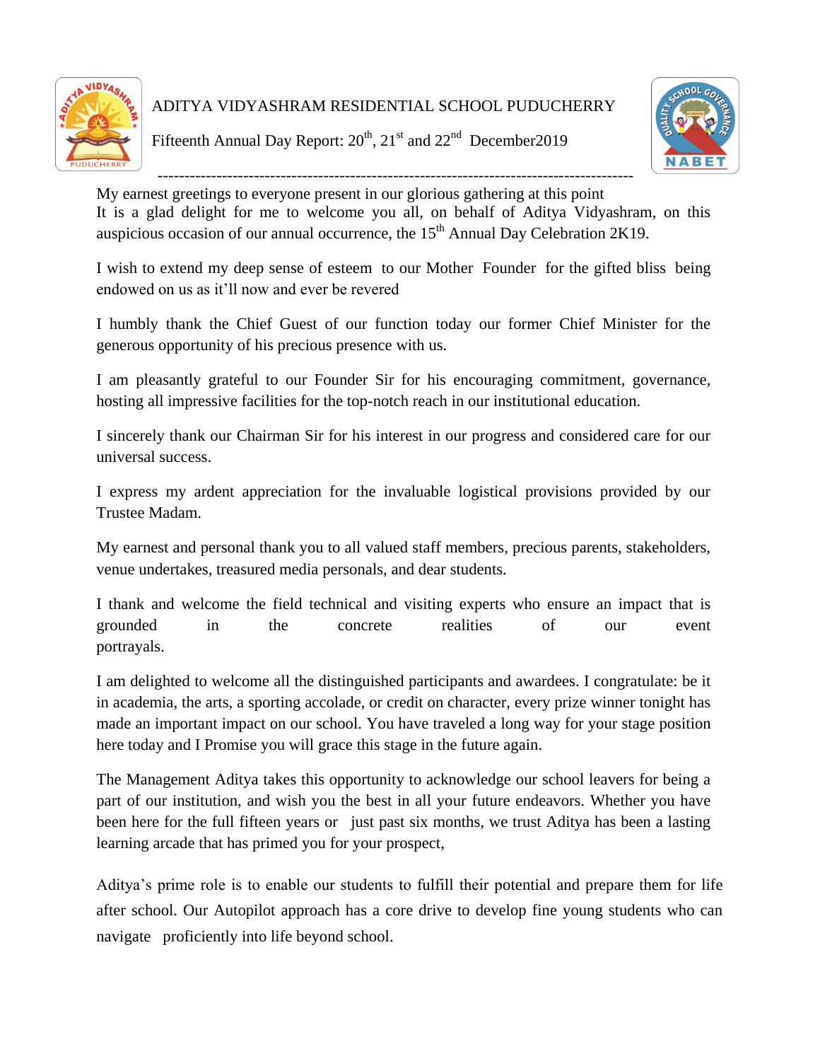ADITYA VIDYASHRAM RESIDENTIAL SCHOOL PUDUCHERRY

Fifteenth Annual Day Report: 20th, 21st and 22nd December2019

---

My earnest greetings to everyone present in our glorious gathering at this point
It is a glad delight for me to welcome you all, on behalf of Aditya Vidyashram, on this auspicious occasion of our annual occurrence, the 15th Annual Day Celebration 2K19.

I wish to extend my deep sense of esteem to our Mother Founder for the gifted bliss being endowed on us as it'll now and ever be revered

I humbly thank the Chief Guest of our function today our former Chief Minister for the generous opportunity of his precious presence with us.

I am pleasantly grateful to our Founder Sir for his encouraging commitment, governance, hosting all impressive facilities for the top-notch reach in our institutional education.

I sincerely thank our Chairman Sir for his interest in our progress and considered care for our universal success.

I express my ardent appreciation for the invaluable logistical provisions provided by our Trustee Madam.

My earnest and personal thank you to all valued staff members, precious parents, stakeholders, venue undertakes, treasured media personals, and dear students.

I thank and welcome the field technical and visiting experts who ensure an impact that is grounded in the concrete realities of our event portrayals.

I am delighted to welcome all the distinguished participants and awardees. I congratulate: be it in academia, the arts, a sporting accolade, or credit on character, every prize winner tonight has made an important impact on our school. You have traveled a long way for your stage position here today and I Promise you will grace this stage in the future again.

The Management Aditya takes this opportunity to acknowledge our school leavers for being a part of our institution, and wish you the best in all your future endeavors. Whether you have been here for the full fifteen years or just past six months, we trust Aditya has been a lasting learning arcade that has primed you for your prospect,

Aditya's prime role is to enable our students to fulfill their potential and prepare them for life after school. Our Autopilot approach has a core drive to develop fine young students who can navigate proficiently into life beyond school.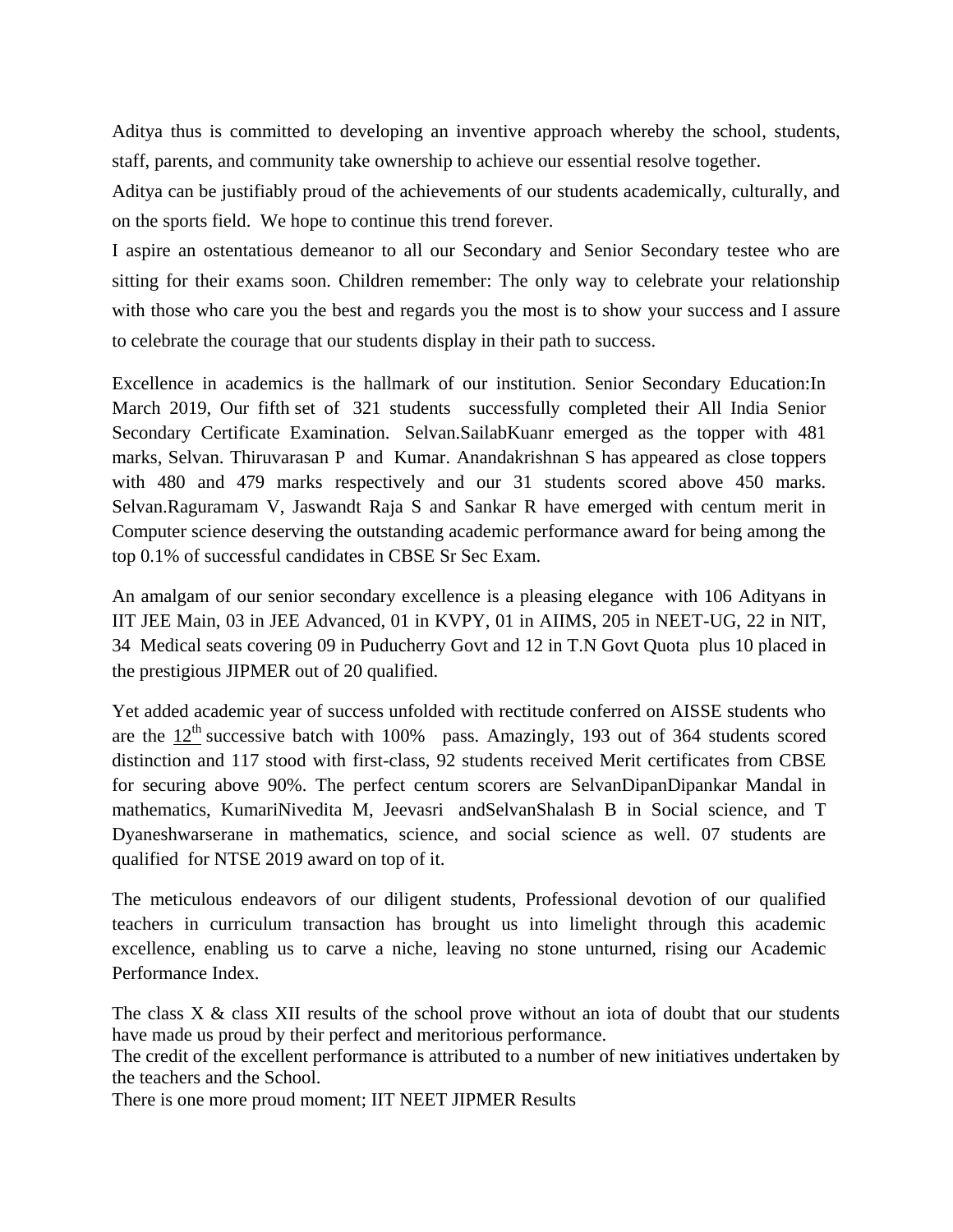Aditya thus is committed to developing an inventive approach whereby the school, students, staff, parents, and community take ownership to achieve our essential resolve together.

Aditya can be justifiably proud of the achievements of our students academically, culturally, and on the sports field. We hope to continue this trend forever.

I aspire an ostentatious demeanor to all our Secondary and Senior Secondary testee who are sitting for their exams soon. Children remember: The only way to celebrate your relationship with those who care you the best and regards you the most is to show your success and I assure to celebrate the courage that our students display in their path to success.

Excellence in academics is the hallmark of our institution. Senior Secondary Education:In March 2019, Our fifth set of 321 students successfully completed their All India Senior Secondary Certificate Examination. Selvan.SailabKuanr emerged as the topper with 481 marks, Selvan. Thiruvarasan P and Kumar. Anandakrishnan S has appeared as close toppers with 480 and 479 marks respectively and our 31 students scored above 450 marks. Selvan.Raguramam V, Jaswandt Raja S and Sankar R have emerged with centum merit in Computer science deserving the outstanding academic performance award for being among the top 0.1% of successful candidates in CBSE Sr Sec Exam.

An amalgam of our senior secondary excellence is a pleasing elegance with 106 Adityans in IIT JEE Main, 03 in JEE Advanced, 01 in KVPY, 01 in AIIMS, 205 in NEET-UG, 22 in NIT, 34 Medical seats covering 09 in Puducherry Govt and 12 in T.N Govt Quota plus 10 placed in the prestigious JIPMER out of 20 qualified.

Yet added academic year of success unfolded with rectitude conferred on AISSE students who are the 12th successive batch with 100% pass. Amazingly, 193 out of 364 students scored distinction and 117 stood with first-class, 92 students received Merit certificates from CBSE for securing above 90%. The perfect centum scorers are SelvanDipanDipankar Mandal in mathematics, KumariNivedita M, Jeevasri andSelvanShalash B in Social science, and T Dyaneshwarserane in mathematics, science, and social science as well. 07 students are qualified for NTSE 2019 award on top of it.

The meticulous endeavors of our diligent students, Professional devotion of our qualified teachers in curriculum transaction has brought us into limelight through this academic excellence, enabling us to carve a niche, leaving no stone unturned, rising our Academic Performance Index.

The class X & class XII results of the school prove without an iota of doubt that our students have made us proud by their perfect and meritorious performance.

The credit of the excellent performance is attributed to a number of new initiatives undertaken by the teachers and the School.

There is one more proud moment; IIT NEET JIPMER Results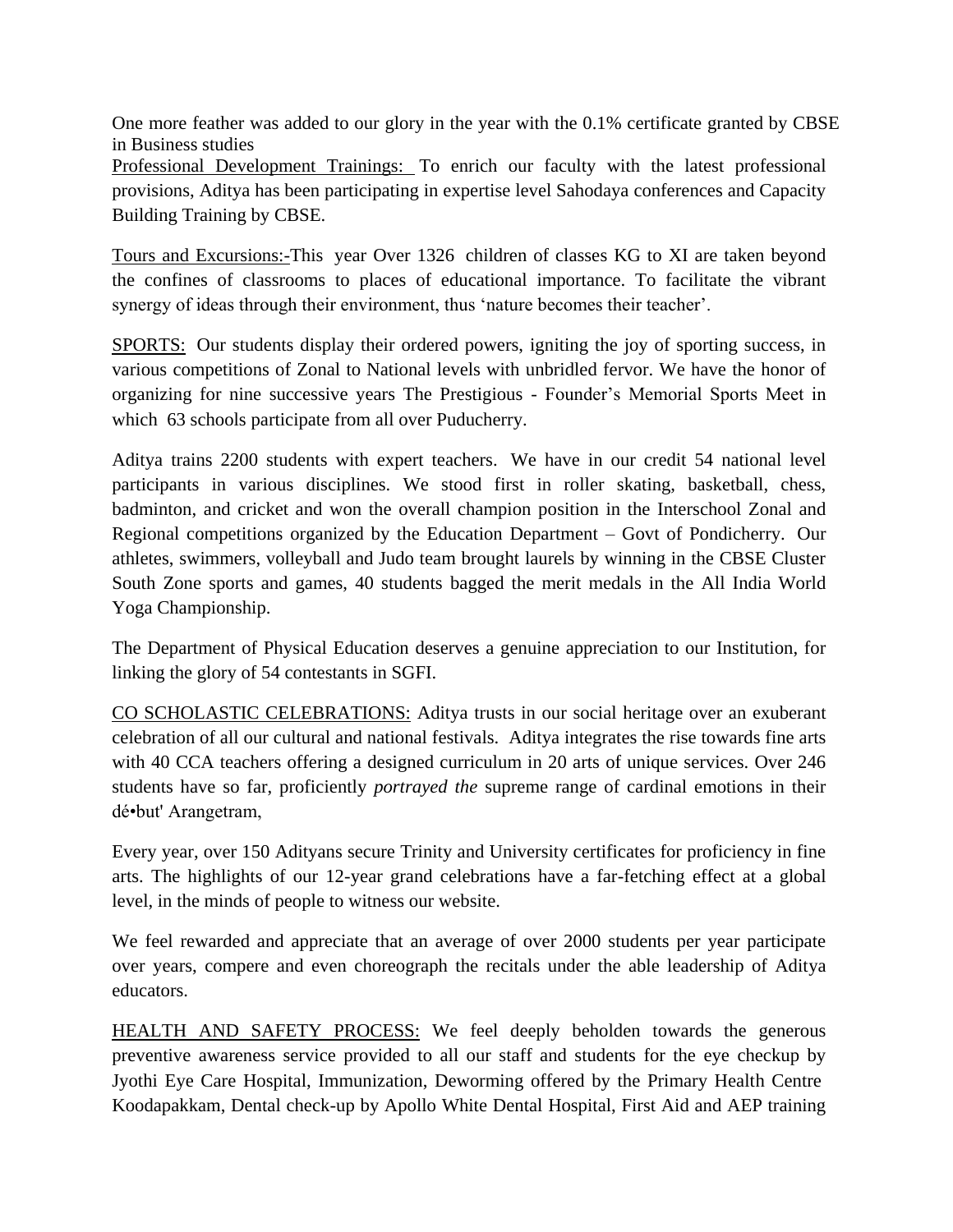One more feather was added to our glory in the year with the 0.1% certificate granted by CBSE in Business studies

Professional Development Trainings: To enrich our faculty with the latest professional provisions, Aditya has been participating in expertise level Sahodaya conferences and Capacity Building Training by CBSE.

Tours and Excursions:-This year Over 1326 children of classes KG to XI are taken beyond the confines of classrooms to places of educational importance. To facilitate the vibrant synergy of ideas through their environment, thus 'nature becomes their teacher'.

SPORTS: Our students display their ordered powers, igniting the joy of sporting success, in various competitions of Zonal to National levels with unbridled fervor. We have the honor of organizing for nine successive years The Prestigious - Founder's Memorial Sports Meet in which 63 schools participate from all over Puducherry.

Aditya trains 2200 students with expert teachers. We have in our credit 54 national level participants in various disciplines. We stood first in roller skating, basketball, chess, badminton, and cricket and won the overall champion position in the Interschool Zonal and Regional competitions organized by the Education Department – Govt of Pondicherry. Our athletes, swimmers, volleyball and Judo team brought laurels by winning in the CBSE Cluster South Zone sports and games, 40 students bagged the merit medals in the All India World Yoga Championship.

The Department of Physical Education deserves a genuine appreciation to our Institution, for linking the glory of 54 contestants in SGFI.

CO SCHOLASTIC CELEBRATIONS: Aditya trusts in our social heritage over an exuberant celebration of all our cultural and national festivals. Aditya integrates the rise towards fine arts with 40 CCA teachers offering a designed curriculum in 20 arts of unique services. Over 246 students have so far, proficiently *portrayed the* supreme range of cardinal emotions in their dé•but' Arangetram,

Every year, over 150 Adityans secure Trinity and University certificates for proficiency in fine arts. The highlights of our 12-year grand celebrations have a far-fetching effect at a global level, in the minds of people to witness our website.

We feel rewarded and appreciate that an average of over 2000 students per year participate over years, compere and even choreograph the recitals under the able leadership of Aditya educators.

HEALTH AND SAFETY PROCESS: We feel deeply beholden towards the generous preventive awareness service provided to all our staff and students for the eye checkup by Jyothi Eye Care Hospital, Immunization, Deworming offered by the Primary Health Centre Koodapakkam, Dental check-up by Apollo White Dental Hospital, First Aid and AEP training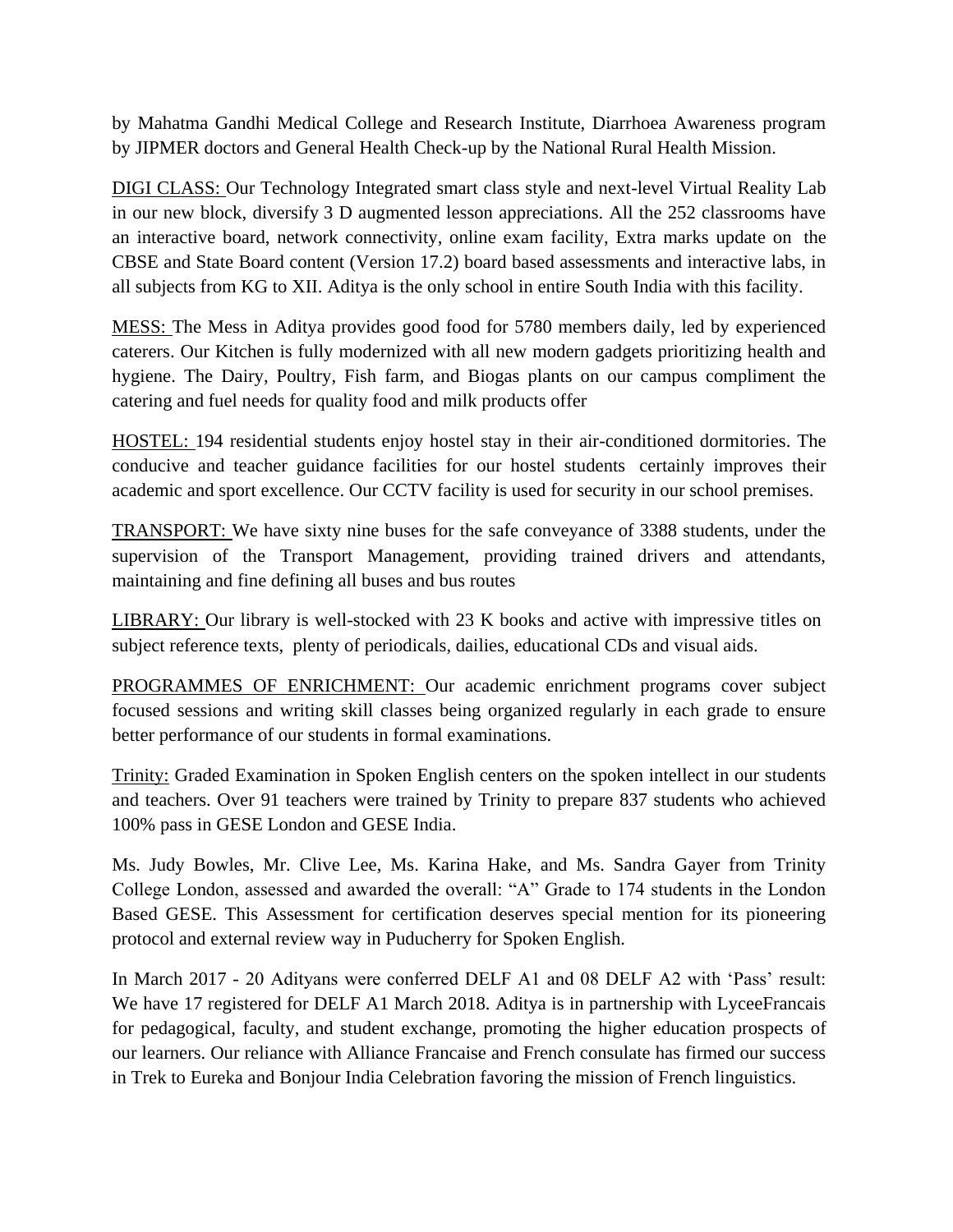by Mahatma Gandhi Medical College and Research Institute, Diarrhoea Awareness program by JIPMER doctors and General Health Check-up by the National Rural Health Mission.

DIGI CLASS: Our Technology Integrated smart class style and next-level Virtual Reality Lab in our new block, diversify 3 D augmented lesson appreciations. All the 252 classrooms have an interactive board, network connectivity, online exam facility, Extra marks update on the CBSE and State Board content (Version 17.2) board based assessments and interactive labs, in all subjects from KG to XII. Aditya is the only school in entire South India with this facility.

MESS: The Mess in Aditya provides good food for 5780 members daily, led by experienced caterers. Our Kitchen is fully modernized with all new modern gadgets prioritizing health and hygiene. The Dairy, Poultry, Fish farm, and Biogas plants on our campus compliment the catering and fuel needs for quality food and milk products offer

HOSTEL: 194 residential students enjoy hostel stay in their air-conditioned dormitories. The conducive and teacher guidance facilities for our hostel students certainly improves their academic and sport excellence. Our CCTV facility is used for security in our school premises.

TRANSPORT: We have sixty nine buses for the safe conveyance of 3388 students, under the supervision of the Transport Management, providing trained drivers and attendants, maintaining and fine defining all buses and bus routes

LIBRARY: Our library is well-stocked with 23 K books and active with impressive titles on subject reference texts, plenty of periodicals, dailies, educational CDs and visual aids.

PROGRAMMES OF ENRICHMENT: Our academic enrichment programs cover subject focused sessions and writing skill classes being organized regularly in each grade to ensure better performance of our students in formal examinations.

Trinity: Graded Examination in Spoken English centers on the spoken intellect in our students and teachers. Over 91 teachers were trained by Trinity to prepare 837 students who achieved 100% pass in GESE London and GESE India.

Ms. Judy Bowles, Mr. Clive Lee, Ms. Karina Hake, and Ms. Sandra Gayer from Trinity College London, assessed and awarded the overall: "A" Grade to 174 students in the London Based GESE. This Assessment for certification deserves special mention for its pioneering protocol and external review way in Puducherry for Spoken English.

In March 2017 - 20 Adityans were conferred DELF A1 and 08 DELF A2 with 'Pass' result: We have 17 registered for DELF A1 March 2018. Aditya is in partnership with LyceeFrancais for pedagogical, faculty, and student exchange, promoting the higher education prospects of our learners. Our reliance with Alliance Francaise and French consulate has firmed our success in Trek to Eureka and Bonjour India Celebration favoring the mission of French linguistics.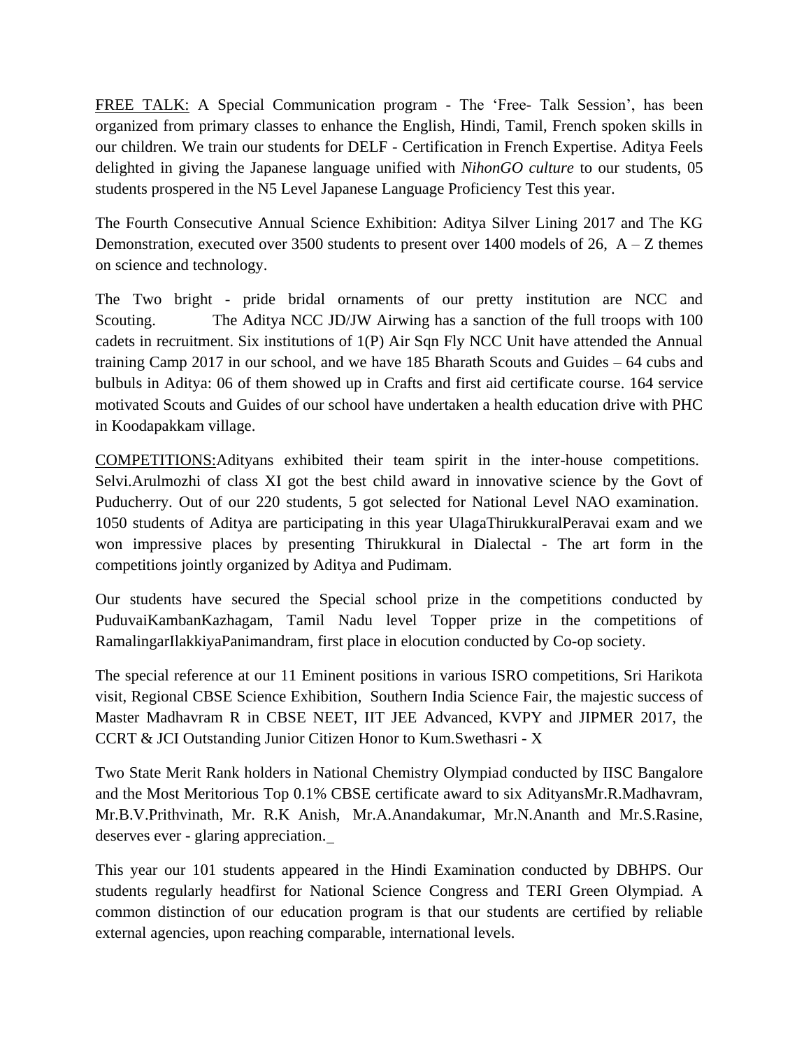<u>FREE TALK:</u> A Special Communication program - The 'Free- Talk Session', has been organized from primary classes to enhance the English, Hindi, Tamil, French spoken skills in our children. We train our students for DELF - Certification in French Expertise. Aditya Feels delighted in giving the Japanese language unified with *NihonGO culture* to our students, 05 students prospered in the N5 Level Japanese Language Proficiency Test this year.

The Fourth Consecutive Annual Science Exhibition: Aditya Silver Lining 2017 and The KG Demonstration, executed over 3500 students to present over 1400 models of 26, A – Z themes on science and technology.

The Two bright - pride bridal ornaments of our pretty institution are NCC and Scouting. The Aditya NCC JD/JW Airwing has a sanction of the full troops with 100 cadets in recruitment. Six institutions of 1(P) Air Sqn Fly NCC Unit have attended the Annual training Camp 2017 in our school, and we have 185 Bharath Scouts and Guides – 64 cubs and bulbuls in Aditya: 06 of them showed up in Crafts and first aid certificate course. 164 service motivated Scouts and Guides of our school have undertaken a health education drive with PHC in Koodapakkam village.

<u>COMPETITIONS:</u>Adityans exhibited their team spirit in the inter-house competitions. Selvi.Arulmozhi of class XI got the best child award in innovative science by the Govt of Puducherry. Out of our 220 students, 5 got selected for National Level NAO examination. 1050 students of Aditya are participating in this year UlagaThirukkuralPeravai exam and we won impressive places by presenting Thirukkural in Dialectal - The art form in the competitions jointly organized by Aditya and Pudimam.

Our students have secured the Special school prize in the competitions conducted by PuduvaiKambanKazhagam, Tamil Nadu level Topper prize in the competitions of RamalingarIlakkiyaPanimandram, first place in elocution conducted by Co-op society.

The special reference at our 11 Eminent positions in various ISRO competitions, Sri Harikota visit, Regional CBSE Science Exhibition, Southern India Science Fair, the majestic success of Master Madhavram R in CBSE NEET, IIT JEE Advanced, KVPY and JIPMER 2017, the CCRT & JCI Outstanding Junior Citizen Honor to Kum.Swethasri - X

Two State Merit Rank holders in National Chemistry Olympiad conducted by IISC Bangalore and the Most Meritorious Top 0.1% CBSE certificate award to six AdityansMr.R.Madhavram, Mr.B.V.Prithvinath, Mr. R.K Anish, Mr.A.Anandakumar, Mr.N.Ananth and Mr.S.Rasine, deserves ever - glaring appreciation.

This year our 101 students appeared in the Hindi Examination conducted by DBHPS. Our students regularly headfirst for National Science Congress and TERI Green Olympiad. A common distinction of our education program is that our students are certified by reliable external agencies, upon reaching comparable, international levels.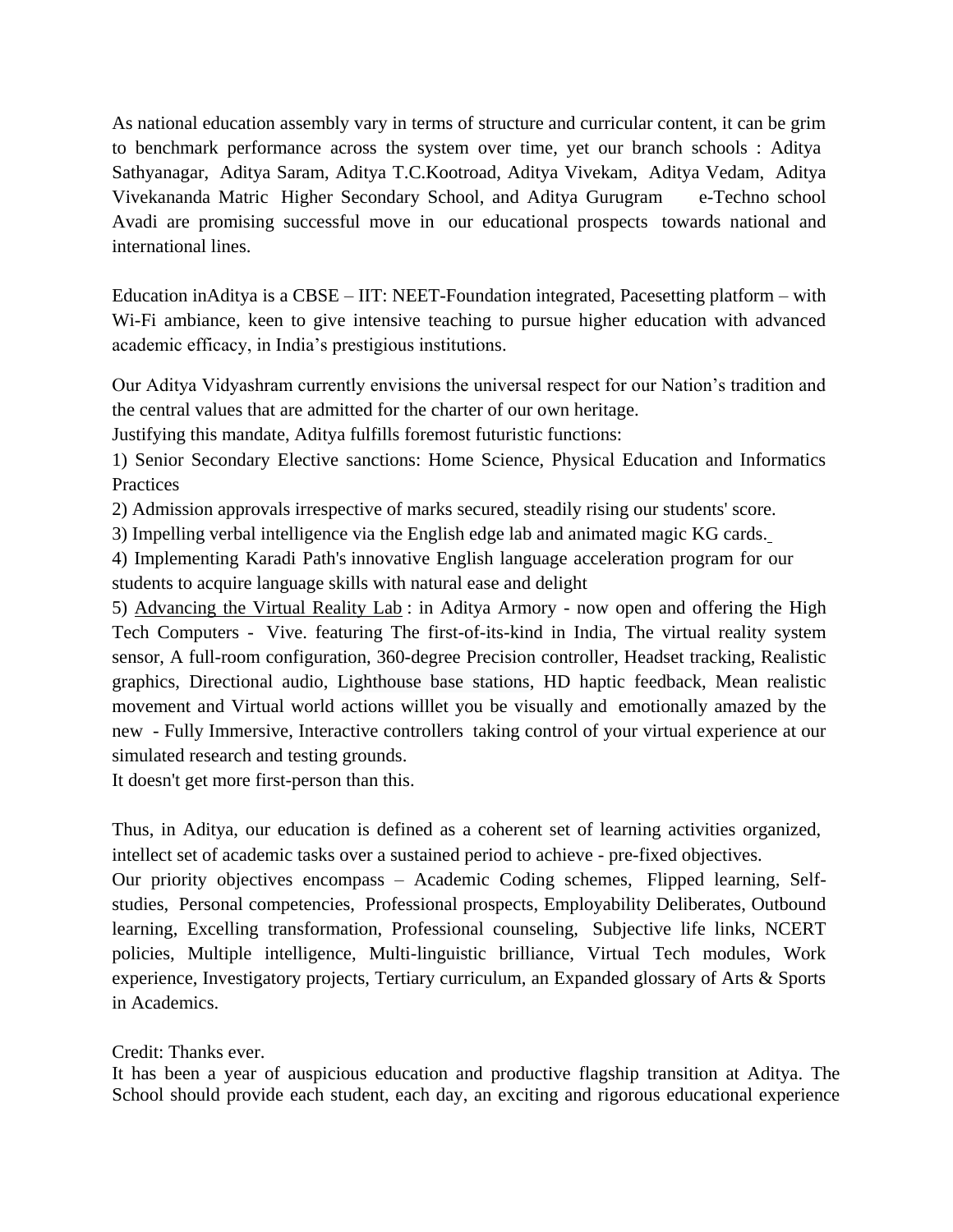As national education assembly vary in terms of structure and curricular content, it can be grim to benchmark performance across the system over time, yet our branch schools : Aditya Sathyanagar, Aditya Saram, Aditya T.C.Kootroad, Aditya Vivekam, Aditya Vedam, Aditya Vivekananda Matric Higher Secondary School, and Aditya Gurugram e-Techno school Avadi are promising successful move in our educational prospects towards national and international lines.

Education inAditya is a CBSE – IIT: NEET-Foundation integrated, Pacesetting platform – with Wi-Fi ambiance, keen to give intensive teaching to pursue higher education with advanced academic efficacy, in India's prestigious institutions.

Our Aditya Vidyashram currently envisions the universal respect for our Nation's tradition and the central values that are admitted for the charter of our own heritage.
Justifying this mandate, Aditya fulfills foremost futuristic functions:

1) Senior Secondary Elective sanctions: Home Science, Physical Education and Informatics Practices
2) Admission approvals irrespective of marks secured, steadily rising our students' score.
3) Impelling verbal intelligence via the English edge lab and animated magic KG cards.
4) Implementing Karadi Path's innovative English language acceleration program for our students to acquire language skills with natural ease and delight
5) Advancing the Virtual Reality Lab : in Aditya Armory - now open and offering the High Tech Computers - Vive. featuring The first-of-its-kind in India, The virtual reality system sensor, A full-room configuration, 360-degree Precision controller, Headset tracking, Realistic graphics, Directional audio, Lighthouse base stations, HD haptic feedback, Mean realistic movement and Virtual world actions willlet you be visually and emotionally amazed by the new - Fully Immersive, Interactive controllers taking control of your virtual experience at our simulated research and testing grounds.

It doesn't get more first-person than this.

Thus, in Aditya, our education is defined as a coherent set of learning activities organized, intellect set of academic tasks over a sustained period to achieve - pre-fixed objectives.
Our priority objectives encompass – Academic Coding schemes, Flipped learning, Self-studies, Personal competencies, Professional prospects, Employability Deliberates, Outbound learning, Excelling transformation, Professional counseling, Subjective life links, NCERT policies, Multiple intelligence, Multi-linguistic brilliance, Virtual Tech modules, Work experience, Investigatory projects, Tertiary curriculum, an Expanded glossary of Arts & Sports in Academics.

Credit: Thanks ever.
It has been a year of auspicious education and productive flagship transition at Aditya. The School should provide each student, each day, an exciting and rigorous educational experience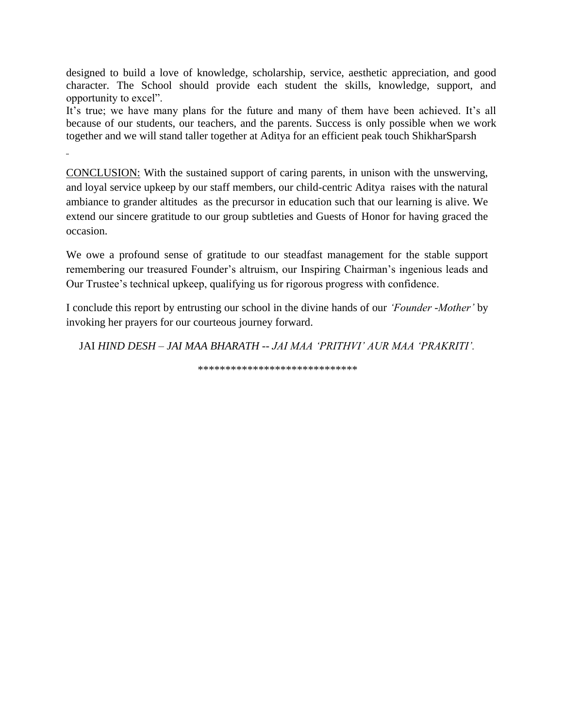designed to build a love of knowledge, scholarship, service, aesthetic appreciation, and good character. The School should provide each student the skills, knowledge, support, and opportunity to excel".

It's true; we have many plans for the future and many of them have been achieved. It's all because of our students, our teachers, and the parents. Success is only possible when we work together and we will stand taller together at Aditya for an efficient peak touch ShikharSparsh

CONCLUSION: With the sustained support of caring parents, in unison with the unswerving, and loyal service upkeep by our staff members, our child-centric Aditya raises with the natural ambiance to grander altitudes as the precursor in education such that our learning is alive. We extend our sincere gratitude to our group subtleties and Guests of Honor for having graced the occasion.

We owe a profound sense of gratitude to our steadfast management for the stable support remembering our treasured Founder's altruism, our Inspiring Chairman's ingenious leads and Our Trustee's technical upkeep, qualifying us for rigorous progress with confidence.

I conclude this report by entrusting our school in the divine hands of our *'Founder -Mother'* by invoking her prayers for our courteous journey forward.

JAI *HIND DESH – JAI MAA BHARATH -- JAI MAA 'PRITHVI' AUR MAA 'PRAKRITI'.*

\*\*\*\*\*\*\*\*\*\*\*\*\*\*\*\*\*\*\*\*\*\*\*\*\*\*\*\*\*